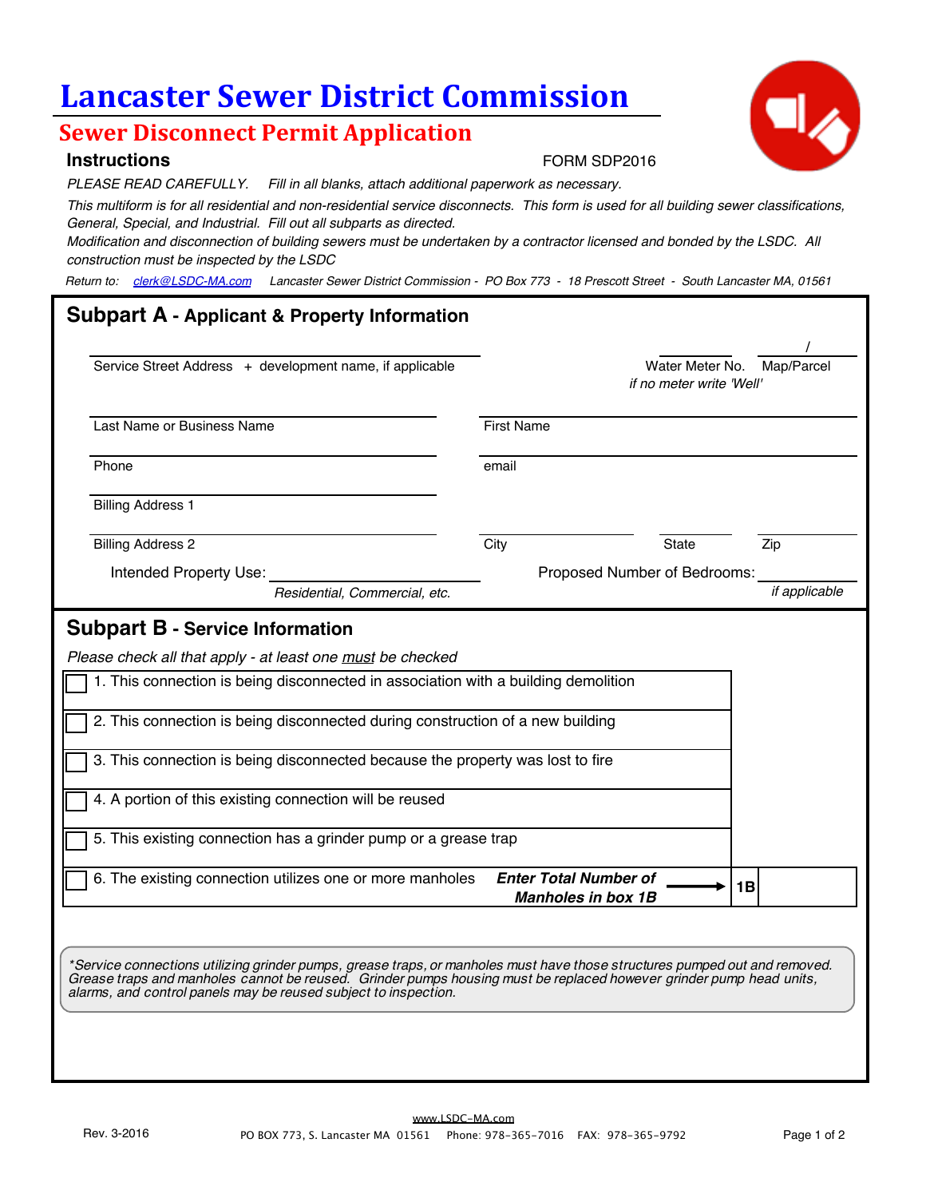# Lancaster Sewer District Commission

## Sewer Disconnect Permit Application

### Instructions

FORM SDP2016

*PLEASE READ CAREFULLY. Fill in all blanks, attach additional paperwork as necessary.*

*This multiform is for all residential and non-residential service disconnects. This form is used for all building sewer classifications, General, Special, and Industrial. Fill out all subparts as directed.*

*Modification and disconnection of building sewers must be undertaken by a contractor licensed and bonded by the LSDC. All construction must be inspected by the LSDC*

*Return to: clerk@LSDC-MA.com Lancaster Sewer District Commission - PO Box 773 - 18 Prescott Street - South Lancaster MA, 01561*

## Subpart A - Applicant & Property Information

Service Street Address + development name, if applicable: ______________

Water Meter No. ______ *if no meter write 'Well'*

Map/Parcel ______ / ______

Last Name or Business Name: ______________ First Name: ______________

Phone: ______________ email: ______________

Billing Address 1: ______________

Billing Address 2: ______________ City: ______ State: ______ Zip: ______

Intended Property Use: ______________ *Residential, Commercial, etc.*

Proposed Number of Bedrooms: ______ *if applicable*

## Subpart B - Service Information

*Please check all that apply - at least one must be checked*

- ☐ 1. This connection is being disconnected in association with a building demolition
- ☐ 2. This connection is being disconnected during construction of a new building
- ☐ 3. This connection is being disconnected because the property was lost to fire
- ☐ 4. A portion of this existing connection will be reused
- ☐ 5. This existing connection has a grinder pump or a grease trap
- ☐ 6. The existing connection utilizes one or more manholes ***Enter Total Number of Manholes in box 1B*** → **1B** ______

*\*Service connections utilizing grinder pumps, grease traps, or manholes must have those structures pumped out and removed. Grease traps and manholes cannot be reused. Grinder pumps housing must be replaced however grinder pump head units, alarms, and control panels may be reused subject to inspection.*

Rev. 3-2016

www.LSDC-MA.com

PO BOX 773, S. Lancaster MA 01561 Phone: 978-365-7016 FAX: 978-365-9792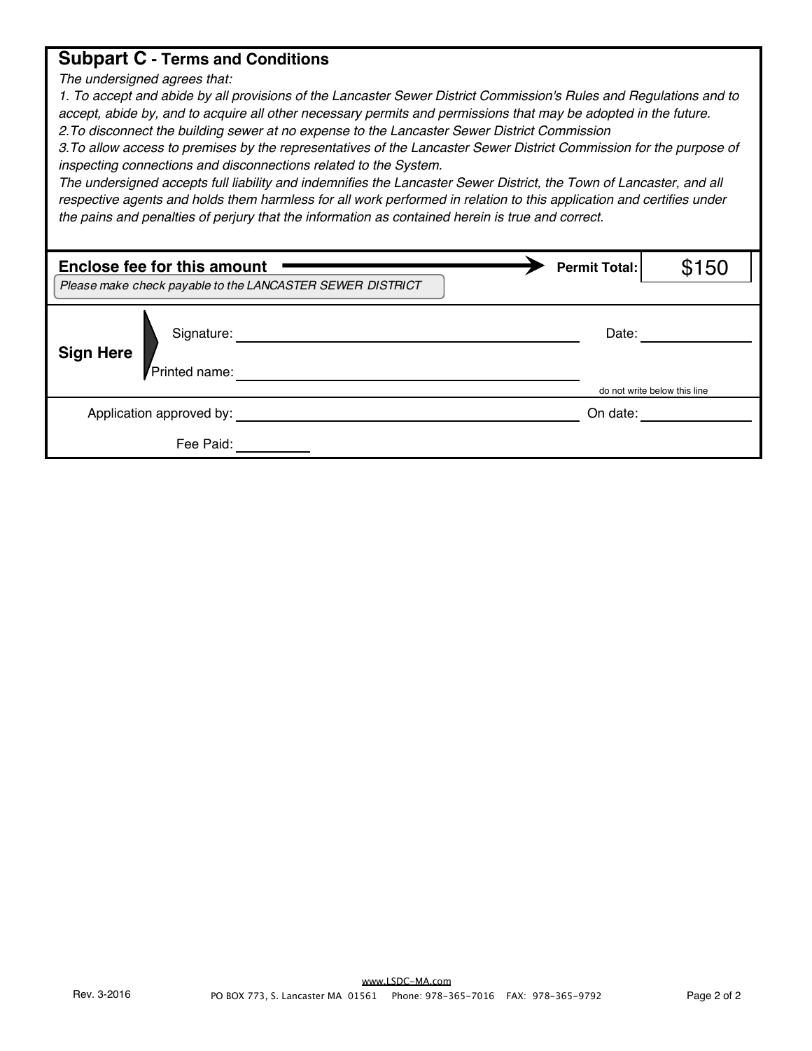## Subpart C - Terms and Conditions

*The undersigned agrees that:*

*1. To accept and abide by all provisions of the Lancaster Sewer District Commission's Rules and Regulations and to accept, abide by, and to acquire all other necessary permits and permissions that may be adopted in the future.*

*2.To disconnect the building sewer at no expense to the Lancaster Sewer District Commission*

*3.To allow access to premises by the representatives of the Lancaster Sewer District Commission for the purpose of inspecting connections and disconnections related to the System.*

*The undersigned accepts full liability and indemnifies the Lancaster Sewer District, the Town of Lancaster, and all respective agents and holds them harmless for all work performed in relation to this application and certifies under the pains and penalties of perjury that the information as contained herein is true and correct.*

**Enclose fee for this amount** → **Permit Total:** $150

*Please make check payable to the LANCASTER SEWER DISTRICT*

**Sign Here**

Signature: ______________________________ Date: ______________

Printed name: ______________________________

do not write below this line

Application approved by: ______________________________ On date: ______________

Fee Paid: __________

www.LSDC-MA.com

Rev. 3-2016 PO BOX 773, S. Lancaster MA 01561 Phone: 978-365-7016 FAX: 978-365-9792